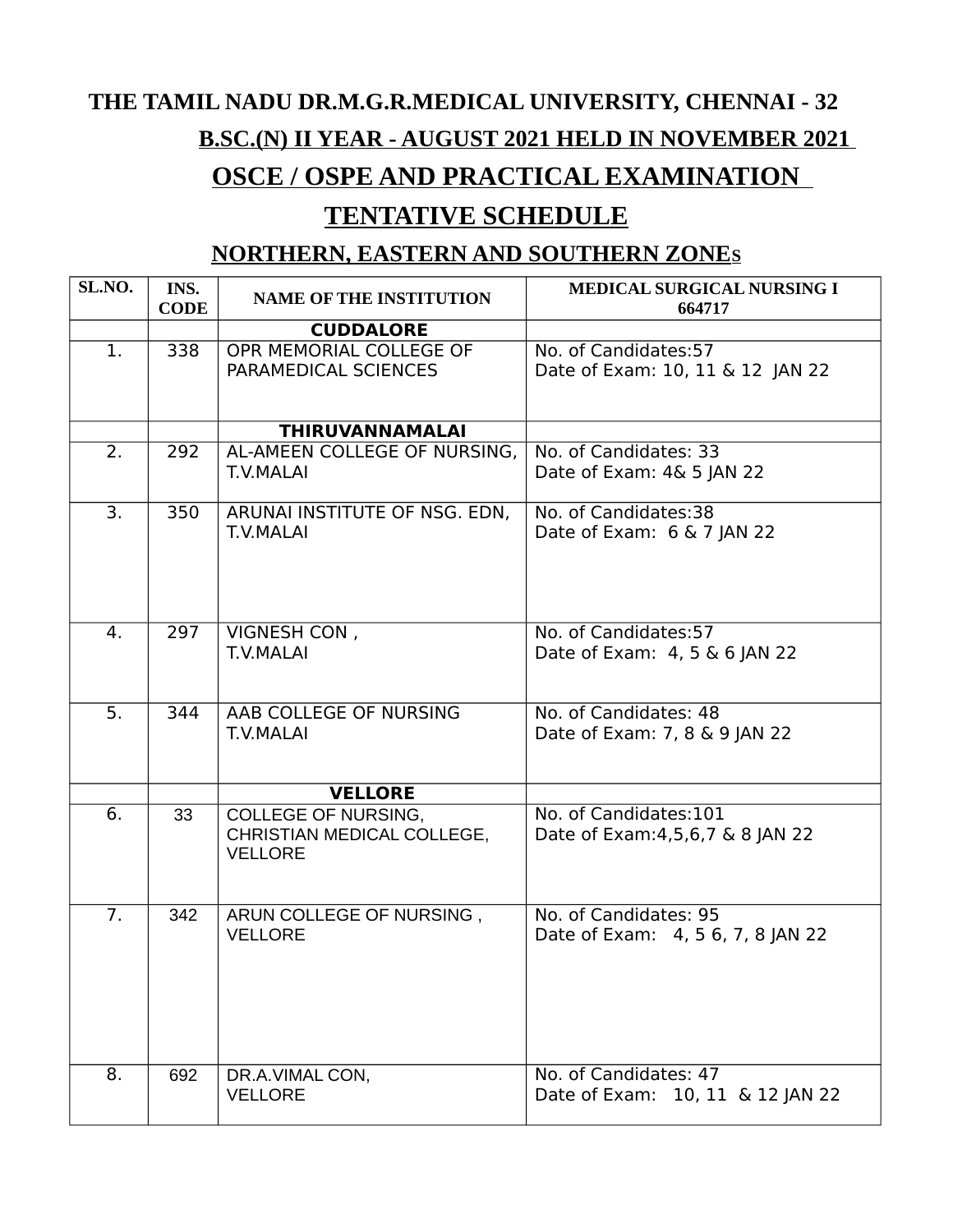# THE TAMIL NADU DR.M.G.R.MEDICAL UNIVERSITY, CHENNAI - 32

## B.SC.(N) II YEAR - AUGUST 2021 HELD IN NOVEMBER 2021

## OSCE / OSPE AND PRACTICAL EXAMINATION

## TENTATIVE SCHEDULE

## NORTHERN, EASTERN AND SOUTHERN ZONES

| SL.NO. | INS. CODE | NAME OF THE INSTITUTION | MEDICAL SURGICAL NURSING I 664717 |
|---|---|---|---|
| | | **CUDDALORE** | |
| 1. | 338 | OPR MEMORIAL COLLEGE OF PARAMEDICAL SCIENCES | No. of Candidates:57<br>Date of Exam: 10, 11 & 12 JAN 22 |
| | | **THIRUVANNAMALAI** | |
| 2. | 292 | AL-AMEEN COLLEGE OF NURSING, T.V.MALAI | No. of Candidates: 33<br>Date of Exam: 4& 5 JAN 22 |
| 3. | 350 | ARUNAI INSTITUTE OF NSG. EDN, T.V.MALAI | No. of Candidates:38<br>Date of Exam: 6 & 7 JAN 22 |
| 4. | 297 | VIGNESH CON , T.V.MALAI | No. of Candidates:57<br>Date of Exam: 4, 5 & 6 JAN 22 |
| 5. | 344 | AAB COLLEGE OF NURSING T.V.MALAI | No. of Candidates: 48<br>Date of Exam: 7, 8 & 9 JAN 22 |
| | | **VELLORE** | |
| 6. | 33 | COLLEGE OF NURSING, CHRISTIAN MEDICAL COLLEGE, VELLORE | No. of Candidates:101<br>Date of Exam:4,5,6,7 & 8 JAN 22 |
| 7. | 342 | ARUN COLLEGE OF NURSING , VELLORE | No. of Candidates: 95<br>Date of Exam: 4, 5 6, 7, 8 JAN 22 |
| 8. | 692 | DR.A.VIMAL CON, VELLORE | No. of Candidates: 47<br>Date of Exam: 10, 11 & 12 JAN 22 |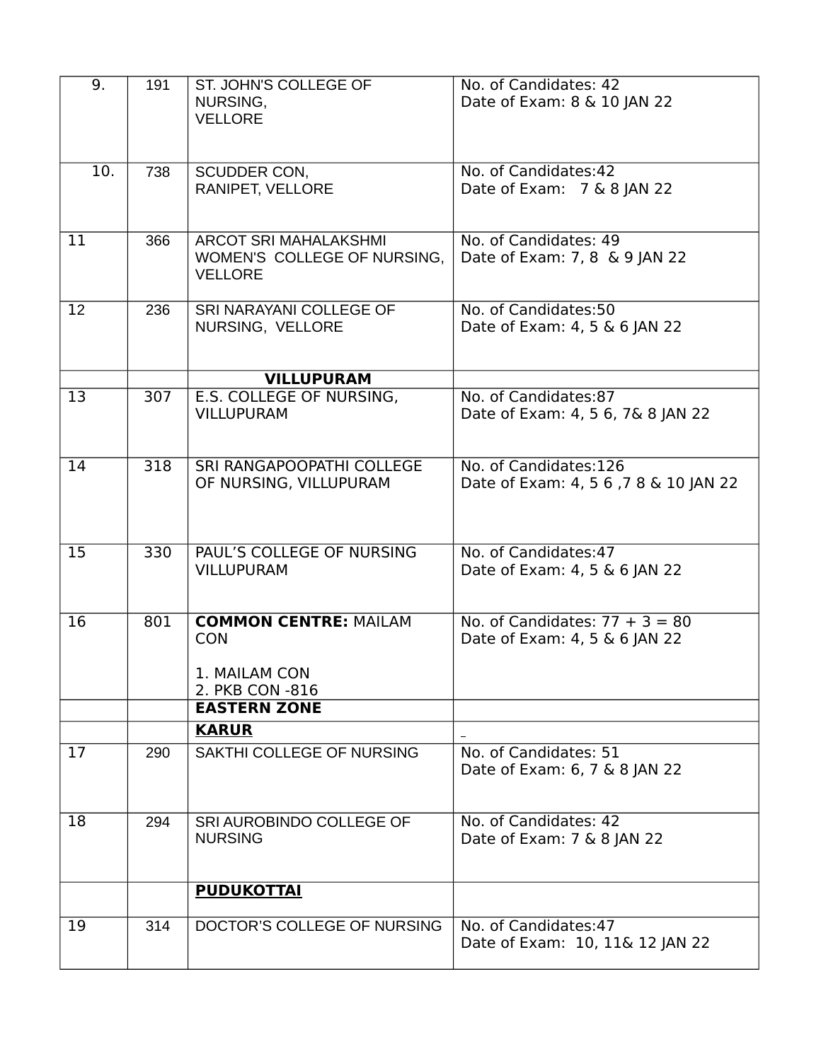| 9. | 191 | ST. JOHN'S COLLEGE OF NURSING, VELLORE | No. of Candidates: 42<br>Date of Exam: 8 & 10 JAN 22 |
|---|---|---|---|
| 10. | 738 | SCUDDER CON, RANIPET, VELLORE | No. of Candidates:42<br>Date of Exam: 7 & 8 JAN 22 |
| 11 | 366 | ARCOT SRI MAHALAKSHMI WOMEN'S COLLEGE OF NURSING, VELLORE | No. of Candidates: 49<br>Date of Exam: 7, 8 & 9 JAN 22 |
| 12 | 236 | SRI NARAYANI COLLEGE OF NURSING, VELLORE | No. of Candidates:50<br>Date of Exam: 4, 5 & 6 JAN 22 |
| | | **VILLUPURAM** | |
| 13 | 307 | E.S. COLLEGE OF NURSING, VILLUPURAM | No. of Candidates:87<br>Date of Exam: 4, 5 6, 7& 8 JAN 22 |
| 14 | 318 | SRI RANGAPOOPATHI COLLEGE OF NURSING, VILLUPURAM | No. of Candidates:126<br>Date of Exam: 4, 5 6 ,7 8 & 10 JAN 22 |
| 15 | 330 | PAUL'S COLLEGE OF NURSING VILLUPURAM | No. of Candidates:47<br>Date of Exam: 4, 5 & 6 JAN 22 |
| 16 | 801 | **COMMON CENTRE:** MAILAM CON<br><br>1. MAILAM CON<br>2. PKB CON -816 | No. of Candidates: 77 + 3 = 80<br>Date of Exam: 4, 5 & 6 JAN 22 |
| | | **EASTERN ZONE** | |
| | | **KARUR** | |
| 17 | 290 | SAKTHI COLLEGE OF NURSING | No. of Candidates: 51<br>Date of Exam: 6, 7 & 8 JAN 22 |
| 18 | 294 | SRI AUROBINDO COLLEGE OF NURSING | No. of Candidates: 42<br>Date of Exam: 7 & 8 JAN 22 |
| | | **PUDUKOTTAI** | |
| 19 | 314 | DOCTOR'S COLLEGE OF NURSING | No. of Candidates:47<br>Date of Exam: 10, 11& 12 JAN 22 |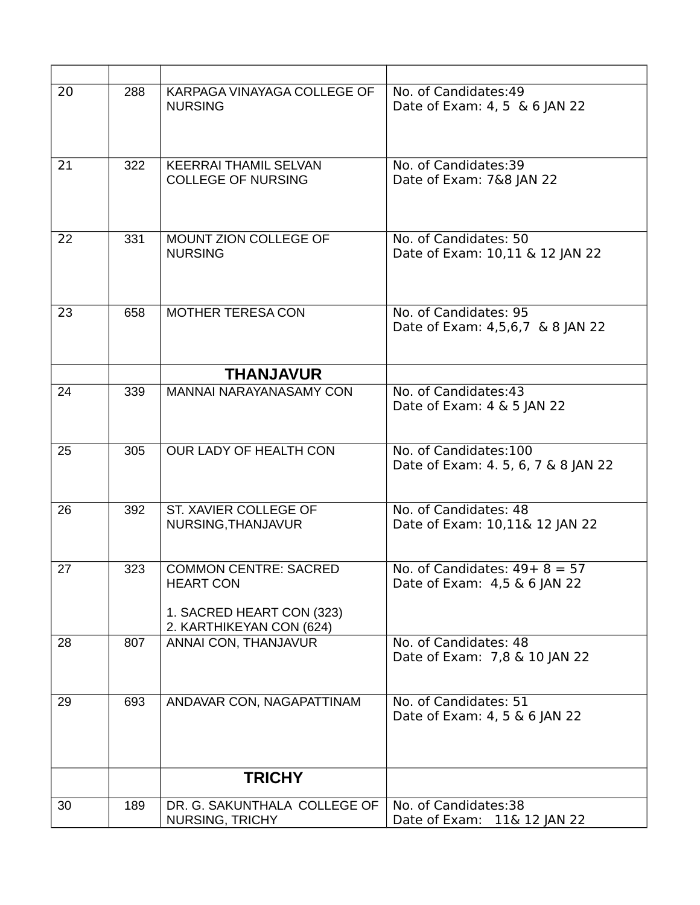| | | | |
|---|---|---|---|
| 20 | 288 | KARPAGA VINAYAGA COLLEGE OF NURSING | No. of Candidates:49<br>Date of Exam: 4, 5 & 6 JAN 22 |
| 21 | 322 | KEERRAI THAMIL SELVAN COLLEGE OF NURSING | No. of Candidates:39<br>Date of Exam: 7&8 JAN 22 |
| 22 | 331 | MOUNT ZION COLLEGE OF NURSING | No. of Candidates: 50<br>Date of Exam: 10,11 & 12 JAN 22 |
| 23 | 658 | MOTHER TERESA CON | No. of Candidates: 95<br>Date of Exam: 4,5,6,7 & 8 JAN 22 |
| | | **THANJAVUR** | |
| 24 | 339 | MANNAI NARAYANASAMY CON | No. of Candidates:43<br>Date of Exam: 4 & 5 JAN 22 |
| 25 | 305 | OUR LADY OF HEALTH CON | No. of Candidates:100<br>Date of Exam: 4. 5, 6, 7 & 8 JAN 22 |
| 26 | 392 | ST. XAVIER COLLEGE OF NURSING,THANJAVUR | No. of Candidates: 48<br>Date of Exam: 10,11& 12 JAN 22 |
| 27 | 323 | COMMON CENTRE: SACRED HEART CON<br>1. SACRED HEART CON (323)<br>2. KARTHIKEYAN CON (624) | No. of Candidates: 49+ 8 = 57<br>Date of Exam: 4,5 & 6 JAN 22 |
| 28 | 807 | ANNAI CON, THANJAVUR | No. of Candidates: 48<br>Date of Exam: 7,8 & 10 JAN 22 |
| 29 | 693 | ANDAVAR CON, NAGAPATTINAM | No. of Candidates: 51<br>Date of Exam: 4, 5 & 6 JAN 22 |
| | | **TRICHY** | |
| 30 | 189 | DR. G. SAKUNTHALA COLLEGE OF NURSING, TRICHY | No. of Candidates:38<br>Date of Exam: 11& 12 JAN 22 |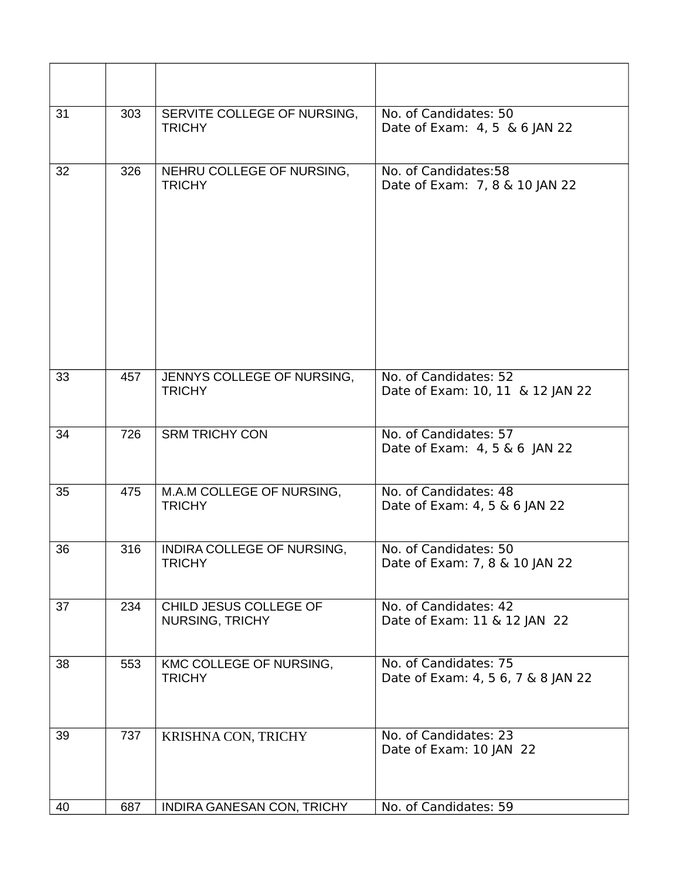| | | | |
|---|---|---|---|
| 31 | 303 | SERVITE COLLEGE OF NURSING, TRICHY | No. of Candidates: 50<br>Date of Exam: 4, 5 & 6 JAN 22 |
| 32 | 326 | NEHRU COLLEGE OF NURSING, TRICHY | No. of Candidates:58<br>Date of Exam: 7, 8 & 10 JAN 22 |
| 33 | 457 | JENNYS COLLEGE OF NURSING, TRICHY | No. of Candidates: 52<br>Date of Exam: 10, 11 & 12 JAN 22 |
| 34 | 726 | SRM TRICHY CON | No. of Candidates: 57<br>Date of Exam: 4, 5 & 6 JAN 22 |
| 35 | 475 | M.A.M COLLEGE OF NURSING, TRICHY | No. of Candidates: 48<br>Date of Exam: 4, 5 & 6 JAN 22 |
| 36 | 316 | INDIRA COLLEGE OF NURSING, TRICHY | No. of Candidates: 50<br>Date of Exam: 7, 8 & 10 JAN 22 |
| 37 | 234 | CHILD JESUS COLLEGE OF NURSING, TRICHY | No. of Candidates: 42<br>Date of Exam: 11 & 12 JAN 22 |
| 38 | 553 | KMC COLLEGE OF NURSING, TRICHY | No. of Candidates: 75<br>Date of Exam: 4, 5 6, 7 & 8 JAN 22 |
| 39 | 737 | KRISHNA CON, TRICHY | No. of Candidates: 23<br>Date of Exam: 10 JAN 22 |
| 40 | 687 | INDIRA GANESAN CON, TRICHY | No. of Candidates: 59 |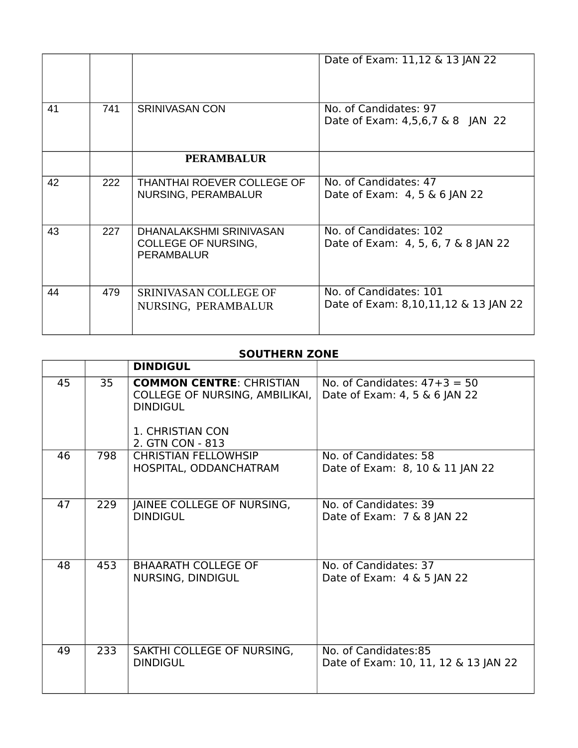| | | | |
|---|---|---|---|
| | | | Date of Exam: 11,12 & 13 JAN 22 |
| 41 | 741 | SRINIVASAN CON | No. of Candidates: 97<br>Date of Exam: 4,5,6,7 & 8 JAN 22 |
| | | **PERAMBALUR** | |
| 42 | 222 | THANTHAI ROEVER COLLEGE OF NURSING, PERAMBALUR | No. of Candidates: 47<br>Date of Exam: 4, 5 & 6 JAN 22 |
| 43 | 227 | DHANALAKSHMI SRINIVASAN COLLEGE OF NURSING, PERAMBALUR | No. of Candidates: 102<br>Date of Exam: 4, 5, 6, 7 & 8 JAN 22 |
| 44 | 479 | SRINIVASAN COLLEGE OF NURSING, PERAMBALUR | No. of Candidates: 101<br>Date of Exam: 8,10,11,12 & 13 JAN 22 |

**SOUTHERN ZONE**

| | | | |
|---|---|---|---|
| | | **DINDIGUL** | |
| 45 | 35 | **COMMON CENTRE**: CHRISTIAN COLLEGE OF NURSING, AMBILIKAI, DINDIGUL<br><br>1. CHRISTIAN CON<br>2. GTN CON - 813 | No. of Candidates: 47+3 = 50<br>Date of Exam: 4, 5 & 6 JAN 22 |
| 46 | 798 | CHRISTIAN FELLOWHSIP HOSPITAL, ODDANCHATRAM | No. of Candidates: 58<br>Date of Exam: 8, 10 & 11 JAN 22 |
| 47 | 229 | JAINEE COLLEGE OF NURSING, DINDIGUL | No. of Candidates: 39<br>Date of Exam: 7 & 8 JAN 22 |
| 48 | 453 | BHAARATH COLLEGE OF NURSING, DINDIGUL | No. of Candidates: 37<br>Date of Exam: 4 & 5 JAN 22 |
| 49 | 233 | SAKTHI COLLEGE OF NURSING, DINDIGUL | No. of Candidates:85<br>Date of Exam: 10, 11, 12 & 13 JAN 22 |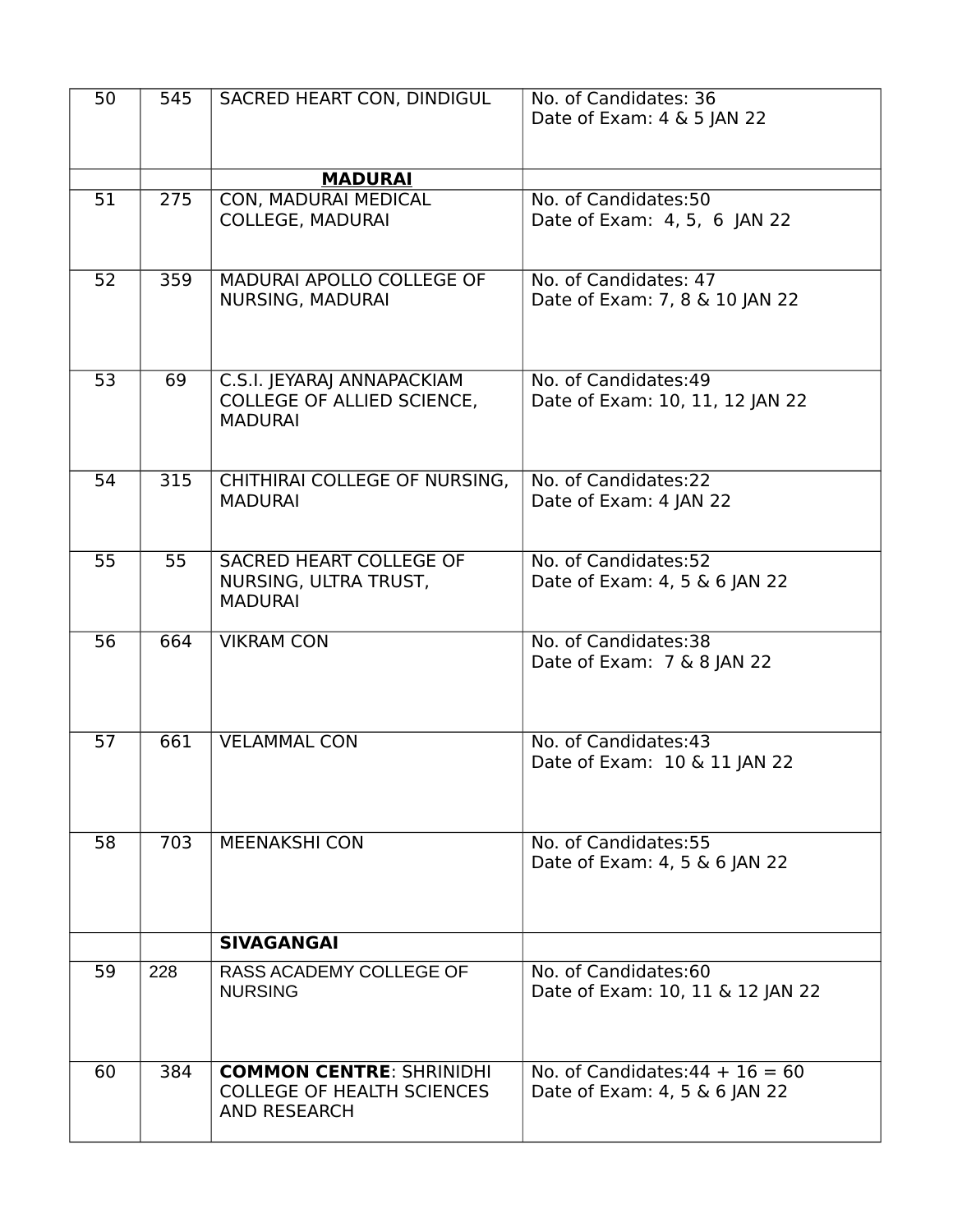| 50 | 545 | SACRED HEART CON, DINDIGUL | No. of Candidates: 36<br>Date of Exam: 4 & 5 JAN 22 |
|---|---|---|---|
| | | **MADURAI** | |
| 51 | 275 | CON, MADURAI MEDICAL COLLEGE, MADURAI | No. of Candidates:50<br>Date of Exam: 4, 5, 6 JAN 22 |
| 52 | 359 | MADURAI APOLLO COLLEGE OF NURSING, MADURAI | No. of Candidates: 47<br>Date of Exam: 7, 8 & 10 JAN 22 |
| 53 | 69 | C.S.I. JEYARAJ ANNAPACKIAM COLLEGE OF ALLIED SCIENCE, MADURAI | No. of Candidates:49<br>Date of Exam: 10, 11, 12 JAN 22 |
| 54 | 315 | CHITHIRAI COLLEGE OF NURSING, MADURAI | No. of Candidates:22<br>Date of Exam: 4 JAN 22 |
| 55 | 55 | SACRED HEART COLLEGE OF NURSING, ULTRA TRUST, MADURAI | No. of Candidates:52<br>Date of Exam: 4, 5 & 6 JAN 22 |
| 56 | 664 | VIKRAM CON | No. of Candidates:38<br>Date of Exam: 7 & 8 JAN 22 |
| 57 | 661 | VELAMMAL CON | No. of Candidates:43<br>Date of Exam: 10 & 11 JAN 22 |
| 58 | 703 | MEENAKSHI CON | No. of Candidates:55<br>Date of Exam: 4, 5 & 6 JAN 22 |
| | | **SIVAGANGAI** | |
| 59 | 228 | RASS ACADEMY COLLEGE OF NURSING | No. of Candidates:60<br>Date of Exam: 10, 11 & 12 JAN 22 |
| 60 | 384 | **COMMON CENTRE**: SHRINIDHI COLLEGE OF HEALTH SCIENCES AND RESEARCH | No. of Candidates:44 + 16 = 60<br>Date of Exam: 4, 5 & 6 JAN 22 |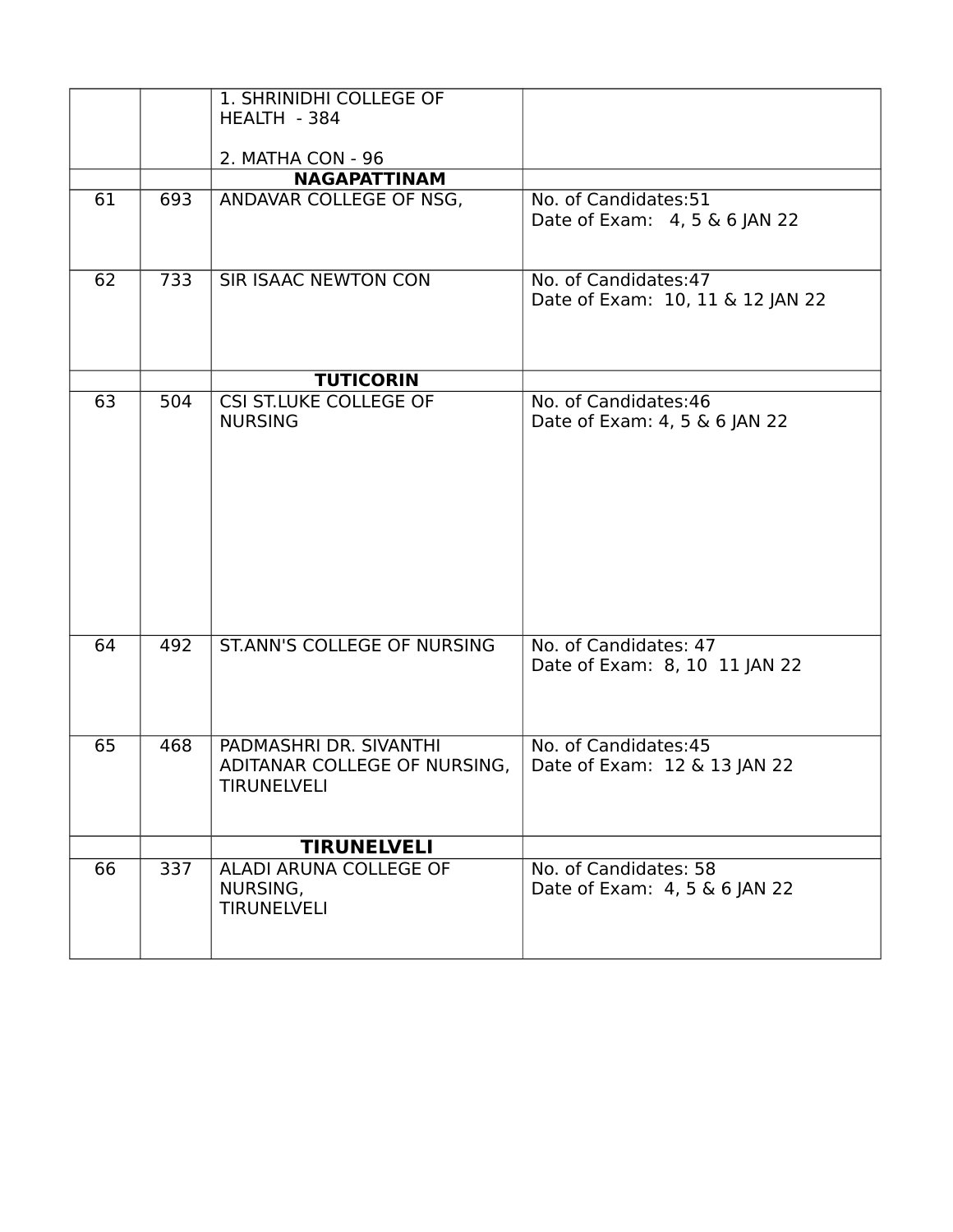| | | | |
|---|---|---|---|
| | | 1. SHRINIDHI COLLEGE OF HEALTH - 384<br><br>2. MATHA CON - 96 | |
| | | **NAGAPATTINAM** | |
| 61 | 693 | ANDAVAR COLLEGE OF NSG, | No. of Candidates:51<br>Date of Exam: 4, 5 & 6 JAN 22 |
| 62 | 733 | SIR ISAAC NEWTON CON | No. of Candidates:47<br>Date of Exam: 10, 11 & 12 JAN 22 |
| | | **TUTICORIN** | |
| 63 | 504 | CSI ST.LUKE COLLEGE OF NURSING | No. of Candidates:46<br>Date of Exam: 4, 5 & 6 JAN 22 |
| 64 | 492 | ST.ANN'S COLLEGE OF NURSING | No. of Candidates: 47<br>Date of Exam: 8, 10 11 JAN 22 |
| 65 | 468 | PADMASHRI DR. SIVANTHI ADITANAR COLLEGE OF NURSING, TIRUNELVELI | No. of Candidates:45<br>Date of Exam: 12 & 13 JAN 22 |
| | | **TIRUNELVELI** | |
| 66 | 337 | ALADI ARUNA COLLEGE OF NURSING,<br>TIRUNELVELI | No. of Candidates: 58<br>Date of Exam: 4, 5 & 6 JAN 22 |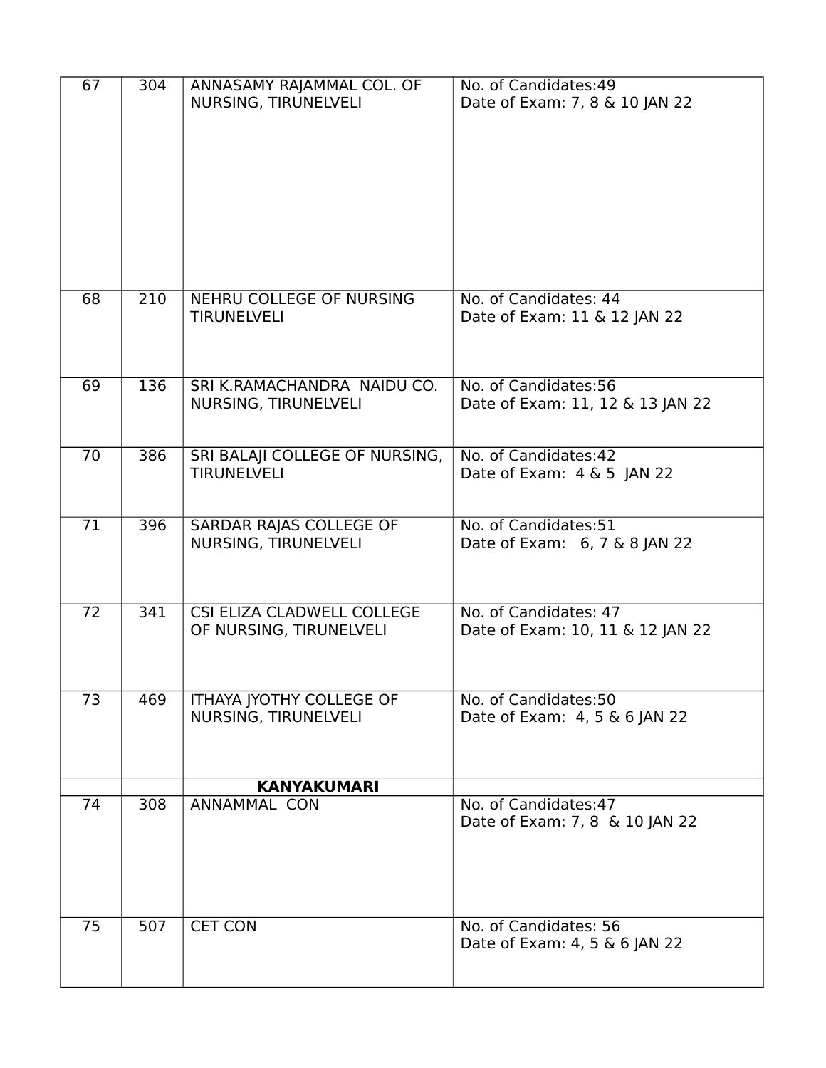| | | | |
|---|---|---|---|
| 67 | 304 | ANNASAMY RAJAMMAL COL. OF NURSING, TIRUNELVELI | No. of Candidates:49<br>Date of Exam: 7, 8 & 10 JAN 22 |
| 68 | 210 | NEHRU COLLEGE OF NURSING TIRUNELVELI | No. of Candidates: 44<br>Date of Exam: 11 & 12 JAN 22 |
| 69 | 136 | SRI K.RAMACHANDRA NAIDU CO. NURSING, TIRUNELVELI | No. of Candidates:56<br>Date of Exam: 11, 12 & 13 JAN 22 |
| 70 | 386 | SRI BALAJI COLLEGE OF NURSING, TIRUNELVELI | No. of Candidates:42<br>Date of Exam: 4 & 5 JAN 22 |
| 71 | 396 | SARDAR RAJAS COLLEGE OF NURSING, TIRUNELVELI | No. of Candidates:51<br>Date of Exam: 6, 7 & 8 JAN 22 |
| 72 | 341 | CSI ELIZA CLADWELL COLLEGE OF NURSING, TIRUNELVELI | No. of Candidates: 47<br>Date of Exam: 10, 11 & 12 JAN 22 |
| 73 | 469 | ITHAYA JYOTHY COLLEGE OF NURSING, TIRUNELVELI | No. of Candidates:50<br>Date of Exam: 4, 5 & 6 JAN 22 |
| | | **KANYAKUMARI** | |
| 74 | 308 | ANNAMMAL CON | No. of Candidates:47<br>Date of Exam: 7, 8 & 10 JAN 22 |
| 75 | 507 | CET CON | No. of Candidates: 56<br>Date of Exam: 4, 5 & 6 JAN 22 |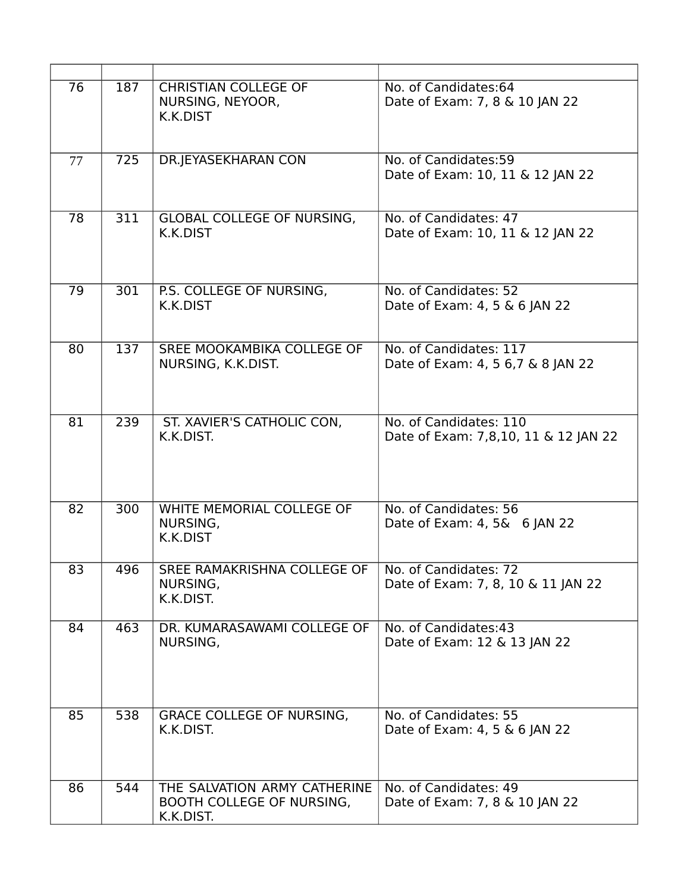| | | | |
|---|---|---|---|
| 76 | 187 | CHRISTIAN COLLEGE OF NURSING, NEYOOR, K.K.DIST | No. of Candidates:64<br>Date of Exam: 7, 8 & 10 JAN 22 |
| 77 | 725 | DR.JEYASEKHARAN CON | No. of Candidates:59<br>Date of Exam: 10, 11 & 12 JAN 22 |
| 78 | 311 | GLOBAL COLLEGE OF NURSING, K.K.DIST | No. of Candidates: 47<br>Date of Exam: 10, 11 & 12 JAN 22 |
| 79 | 301 | P.S. COLLEGE OF NURSING, K.K.DIST | No. of Candidates: 52<br>Date of Exam: 4, 5 & 6 JAN 22 |
| 80 | 137 | SREE MOOKAMBIKA COLLEGE OF NURSING, K.K.DIST. | No. of Candidates: 117<br>Date of Exam: 4, 5 6,7 & 8 JAN 22 |
| 81 | 239 | ST. XAVIER'S CATHOLIC CON, K.K.DIST. | No. of Candidates: 110<br>Date of Exam: 7,8,10, 11 & 12 JAN 22 |
| 82 | 300 | WHITE MEMORIAL COLLEGE OF NURSING, K.K.DIST | No. of Candidates: 56<br>Date of Exam: 4, 5& 6 JAN 22 |
| 83 | 496 | SREE RAMAKRISHNA COLLEGE OF NURSING, K.K.DIST. | No. of Candidates: 72<br>Date of Exam: 7, 8, 10 & 11 JAN 22 |
| 84 | 463 | DR. KUMARASAWAMI COLLEGE OF NURSING, | No. of Candidates:43<br>Date of Exam: 12 & 13 JAN 22 |
| 85 | 538 | GRACE COLLEGE OF NURSING, K.K.DIST. | No. of Candidates: 55<br>Date of Exam: 4, 5 & 6 JAN 22 |
| 86 | 544 | THE SALVATION ARMY CATHERINE BOOTH COLLEGE OF NURSING, K.K.DIST. | No. of Candidates: 49<br>Date of Exam: 7, 8 & 10 JAN 22 |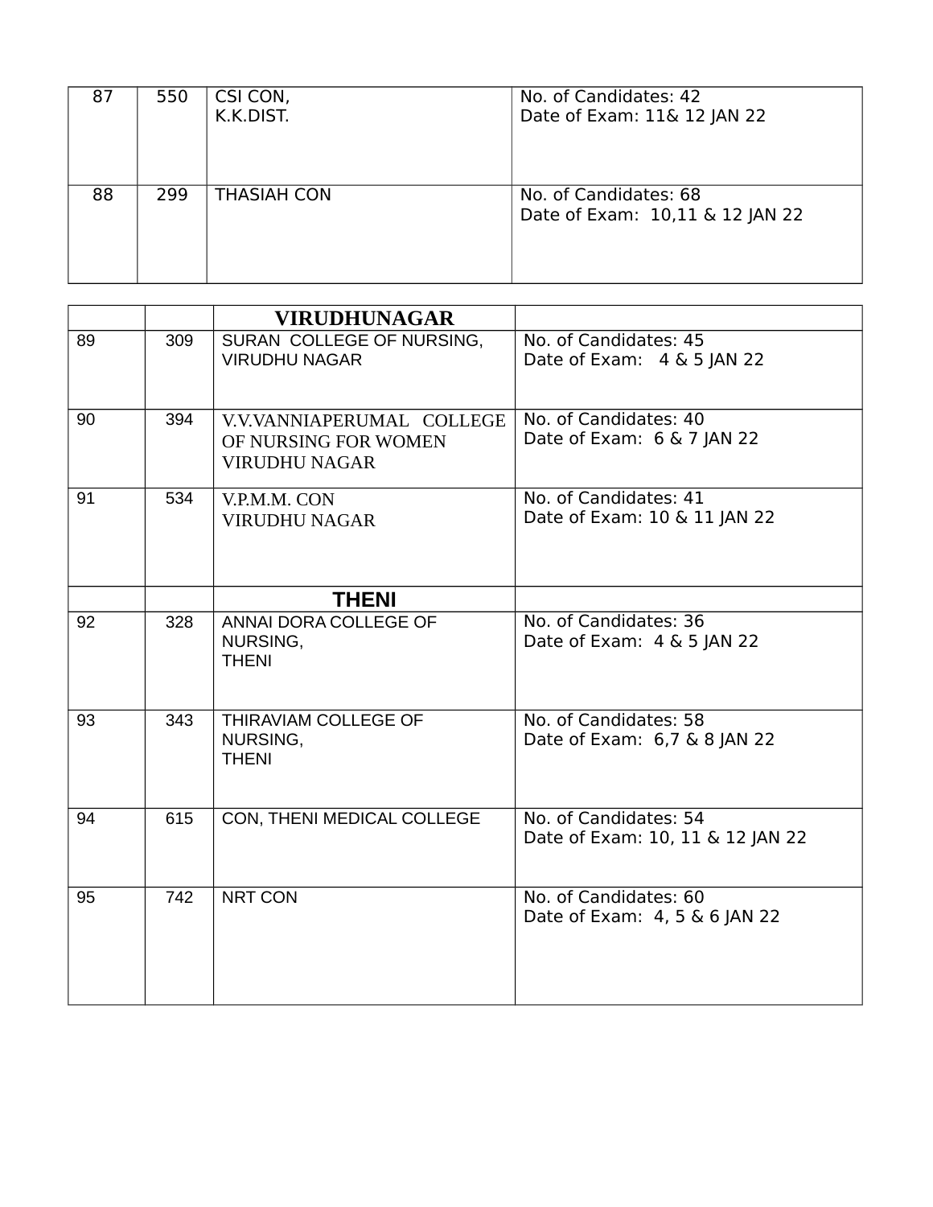| | | | |
|---|---|---|---|
| 87 | 550 | CSI CON,<br>K.K.DIST. | No. of Candidates: 42<br>Date of Exam: 11& 12 JAN 22 |
| 88 | 299 | THASIAH CON | No. of Candidates: 68<br>Date of Exam: 10,11 & 12 JAN 22 |

| | | | |
|---|---|---|---|
| | | **VIRUDHUNAGAR** | |
| 89 | 309 | SURAN COLLEGE OF NURSING,<br>VIRUDHU NAGAR | No. of Candidates: 45<br>Date of Exam: 4 & 5 JAN 22 |
| 90 | 394 | V.V.VANNIAPERUMAL COLLEGE OF NURSING FOR WOMEN<br>VIRUDHU NAGAR | No. of Candidates: 40<br>Date of Exam: 6 & 7 JAN 22 |
| 91 | 534 | V.P.M.M. CON<br>VIRUDHU NAGAR | No. of Candidates: 41<br>Date of Exam: 10 & 11 JAN 22 |
| | | **THENI** | |
| 92 | 328 | ANNAI DORA COLLEGE OF NURSING,<br>THENI | No. of Candidates: 36<br>Date of Exam: 4 & 5 JAN 22 |
| 93 | 343 | THIRAVIAM COLLEGE OF NURSING,<br>THENI | No. of Candidates: 58<br>Date of Exam: 6,7 & 8 JAN 22 |
| 94 | 615 | CON, THENI MEDICAL COLLEGE | No. of Candidates: 54<br>Date of Exam: 10, 11 & 12 JAN 22 |
| 95 | 742 | NRT CON | No. of Candidates: 60<br>Date of Exam: 4, 5 & 6 JAN 22 |